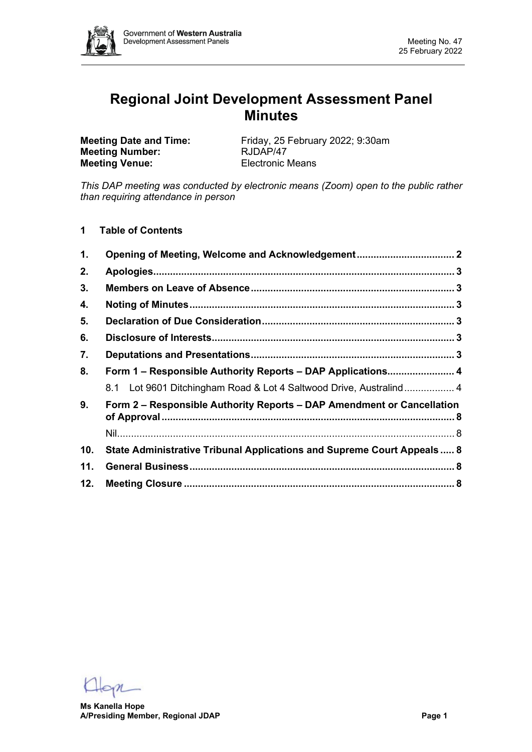# Regional Joint Development Assessment Panel Minutes

**Meeting Date and Time:** Friday, 25 February 2022; 9:30am
**Meeting Number:** RJDAP/47
**Meeting Venue:** Electronic Means

*This DAP meeting was conducted by electronic means (Zoom) open to the public rather than requiring attendance in person*

## 1 Table of Contents

1. **Opening of Meeting, Welcome and Acknowledgement** ..... 2
2. **Apologies** ..... 3
3. **Members on Leave of Absence** ..... 3
4. **Noting of Minutes** ..... 3
5. **Declaration of Due Consideration** ..... 3
6. **Disclosure of Interests** ..... 3
7. **Deputations and Presentations** ..... 3
8. **Form 1 – Responsible Authority Reports – DAP Applications** ..... 4
   - 8.1 Lot 9601 Ditchingham Road & Lot 4 Saltwood Drive, Australind ..... 4
9. **Form 2 – Responsible Authority Reports – DAP Amendment or Cancellation of Approval** ..... 8
   - Nil ..... 8
10. **State Administrative Tribunal Applications and Supreme Court Appeals** ..... 8
11. **General Business** ..... 8
12. **Meeting Closure** ..... 8

**Ms Kanella Hope**
**A/Presiding Member, Regional JDAP**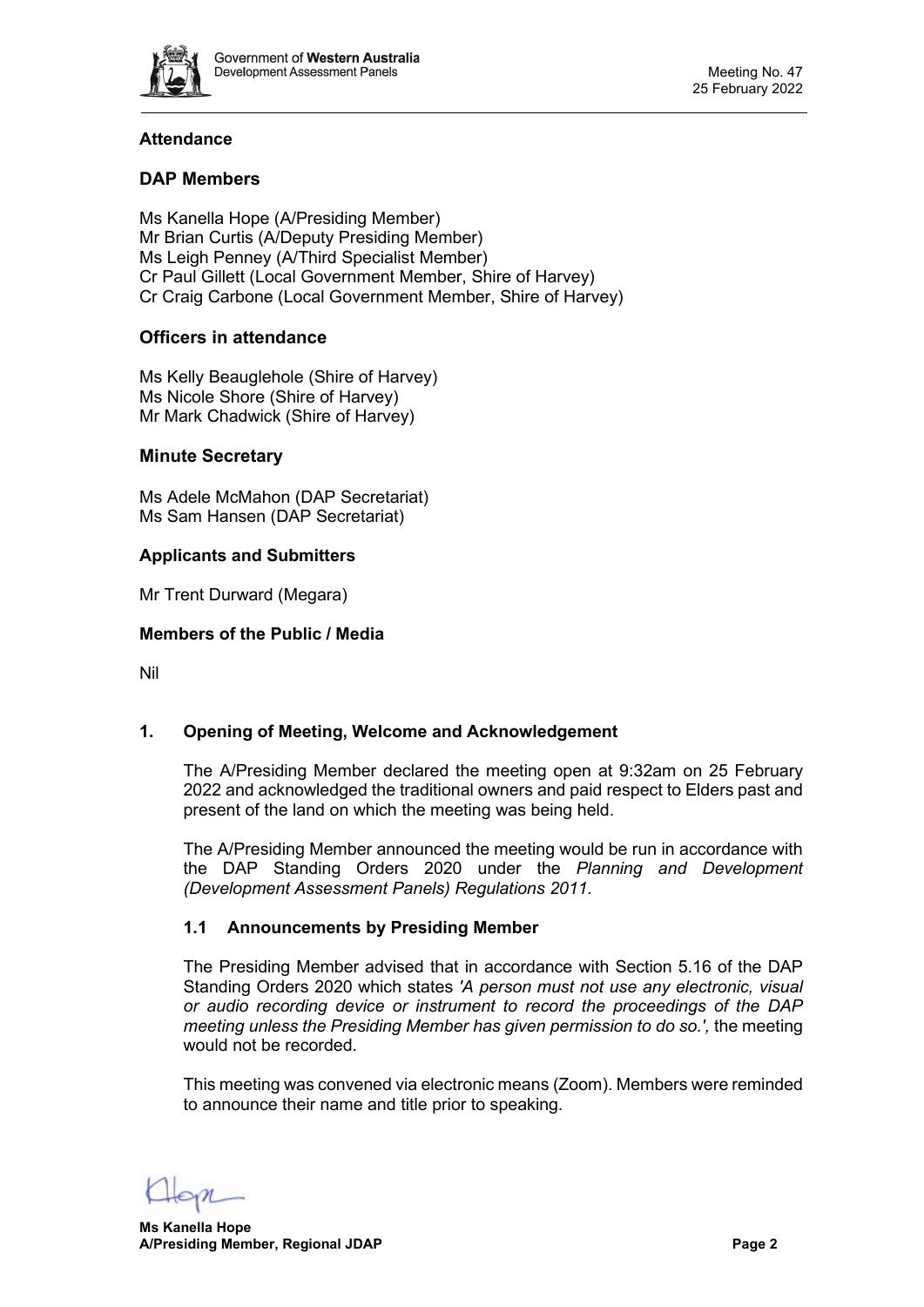## Attendance

### DAP Members

Ms Kanella Hope (A/Presiding Member)
Mr Brian Curtis (A/Deputy Presiding Member)
Ms Leigh Penney (A/Third Specialist Member)
Cr Paul Gillett (Local Government Member, Shire of Harvey)
Cr Craig Carbone (Local Government Member, Shire of Harvey)

### Officers in attendance

Ms Kelly Beauglehole (Shire of Harvey)
Ms Nicole Shore (Shire of Harvey)
Mr Mark Chadwick (Shire of Harvey)

### Minute Secretary

Ms Adele McMahon (DAP Secretariat)
Ms Sam Hansen (DAP Secretariat)

### Applicants and Submitters

Mr Trent Durward (Megara)

### Members of the Public / Media

Nil

## 1. Opening of Meeting, Welcome and Acknowledgement

The A/Presiding Member declared the meeting open at 9:32am on 25 February 2022 and acknowledged the traditional owners and paid respect to Elders past and present of the land on which the meeting was being held.

The A/Presiding Member announced the meeting would be run in accordance with the DAP Standing Orders 2020 under the *Planning and Development (Development Assessment Panels) Regulations 2011.*

### 1.1 Announcements by Presiding Member

The Presiding Member advised that in accordance with Section 5.16 of the DAP Standing Orders 2020 which states *'A person must not use any electronic, visual or audio recording device or instrument to record the proceedings of the DAP meeting unless the Presiding Member has given permission to do so.',* the meeting would not be recorded.

This meeting was convened via electronic means (Zoom). Members were reminded to announce their name and title prior to speaking.

**Ms Kanella Hope**
**A/Presiding Member, Regional JDAP**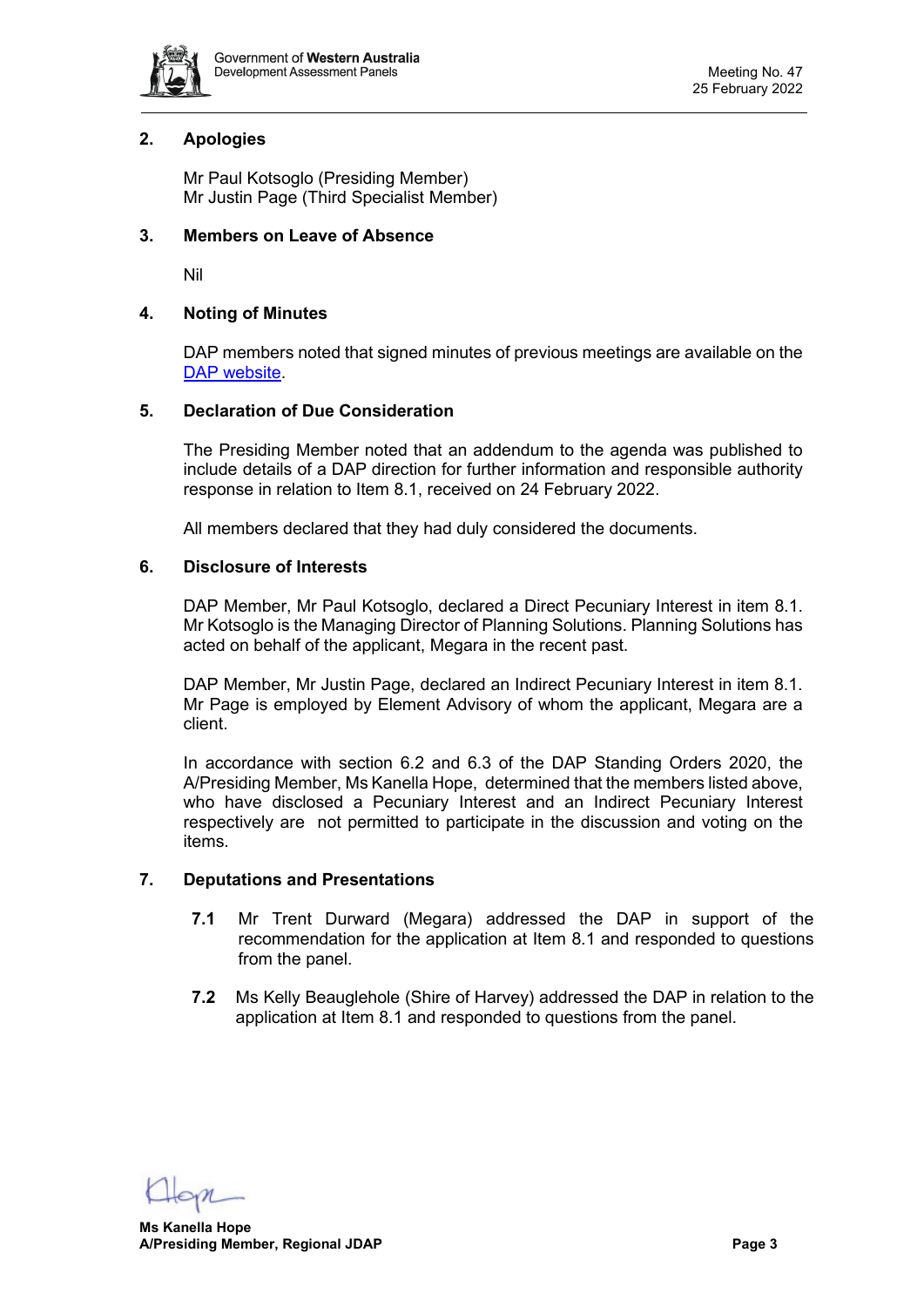## 2. Apologies

Mr Paul Kotsoglo (Presiding Member)
Mr Justin Page (Third Specialist Member)

## 3. Members on Leave of Absence

Nil

## 4. Noting of Minutes

DAP members noted that signed minutes of previous meetings are available on the DAP website.

## 5. Declaration of Due Consideration

The Presiding Member noted that an addendum to the agenda was published to include details of a DAP direction for further information and responsible authority response in relation to Item 8.1, received on 24 February 2022.

All members declared that they had duly considered the documents.

## 6. Disclosure of Interests

DAP Member, Mr Paul Kotsoglo, declared a Direct Pecuniary Interest in item 8.1. Mr Kotsoglo is the Managing Director of Planning Solutions. Planning Solutions has acted on behalf of the applicant, Megara in the recent past.

DAP Member, Mr Justin Page, declared an Indirect Pecuniary Interest in item 8.1. Mr Page is employed by Element Advisory of whom the applicant, Megara are a client.

In accordance with section 6.2 and 6.3 of the DAP Standing Orders 2020, the A/Presiding Member, Ms Kanella Hope, determined that the members listed above, who have disclosed a Pecuniary Interest and an Indirect Pecuniary Interest respectively are not permitted to participate in the discussion and voting on the items.

## 7. Deputations and Presentations

**7.1** Mr Trent Durward (Megara) addressed the DAP in support of the recommendation for the application at Item 8.1 and responded to questions from the panel.

**7.2** Ms Kelly Beauglehole (Shire of Harvey) addressed the DAP in relation to the application at Item 8.1 and responded to questions from the panel.

**Ms Kanella Hope**
**A/Presiding Member, Regional JDAP**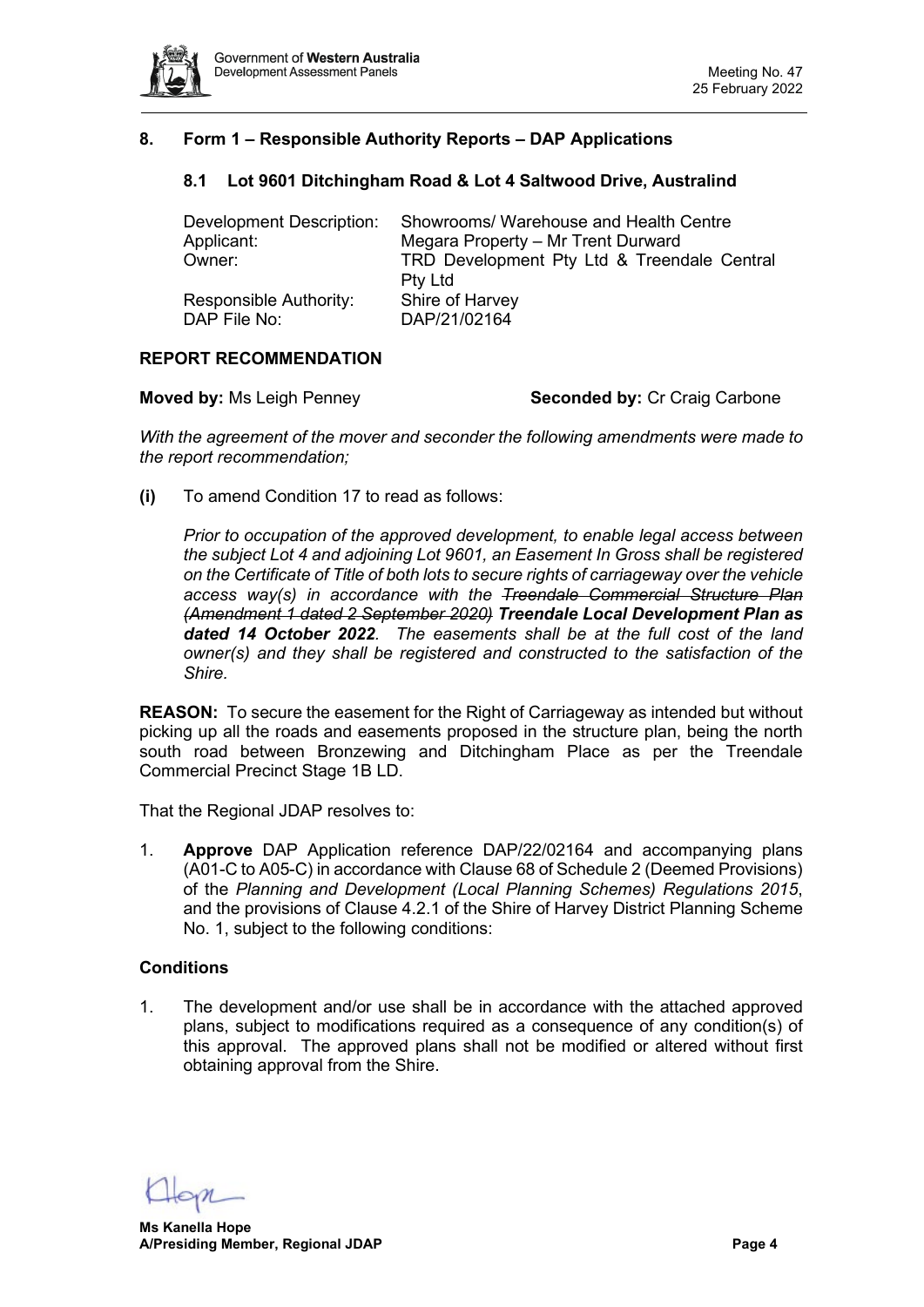## 8. Form 1 – Responsible Authority Reports – DAP Applications

### 8.1 Lot 9601 Ditchingham Road & Lot 4 Saltwood Drive, Australind

| | |
|---|---|
| Development Description: | Showrooms/ Warehouse and Health Centre |
| Applicant: | Megara Property – Mr Trent Durward |
| Owner: | TRD Development Pty Ltd & Treendale Central Pty Ltd |
| Responsible Authority: | Shire of Harvey |
| DAP File No: | DAP/21/02164 |

**REPORT RECOMMENDATION**

**Moved by:** Ms Leigh Penney **Seconded by:** Cr Craig Carbone

*With the agreement of the mover and seconder the following amendments were made to the report recommendation;*

**(i)** To amend Condition 17 to read as follows:

*Prior to occupation of the approved development, to enable legal access between the subject Lot 4 and adjoining Lot 9601, an Easement In Gross shall be registered on the Certificate of Title of both lots to secure rights of carriageway over the vehicle access way(s) in accordance with the ~~Treendale Commercial Structure Plan (Amendment 1 dated 2 September 2020)~~* ***Treendale Local Development Plan as dated 14 October 2022****. The easements shall be at the full cost of the land owner(s) and they shall be registered and constructed to the satisfaction of the Shire.*

**REASON:** To secure the easement for the Right of Carriageway as intended but without picking up all the roads and easements proposed in the structure plan, being the north south road between Bronzewing and Ditchingham Place as per the Treendale Commercial Precinct Stage 1B LD.

That the Regional JDAP resolves to:

1. **Approve** DAP Application reference DAP/22/02164 and accompanying plans (A01-C to A05-C) in accordance with Clause 68 of Schedule 2 (Deemed Provisions) of the *Planning and Development (Local Planning Schemes) Regulations 2015*, and the provisions of Clause 4.2.1 of the Shire of Harvey District Planning Scheme No. 1, subject to the following conditions:

**Conditions**

1. The development and/or use shall be in accordance with the attached approved plans, subject to modifications required as a consequence of any condition(s) of this approval. The approved plans shall not be modified or altered without first obtaining approval from the Shire.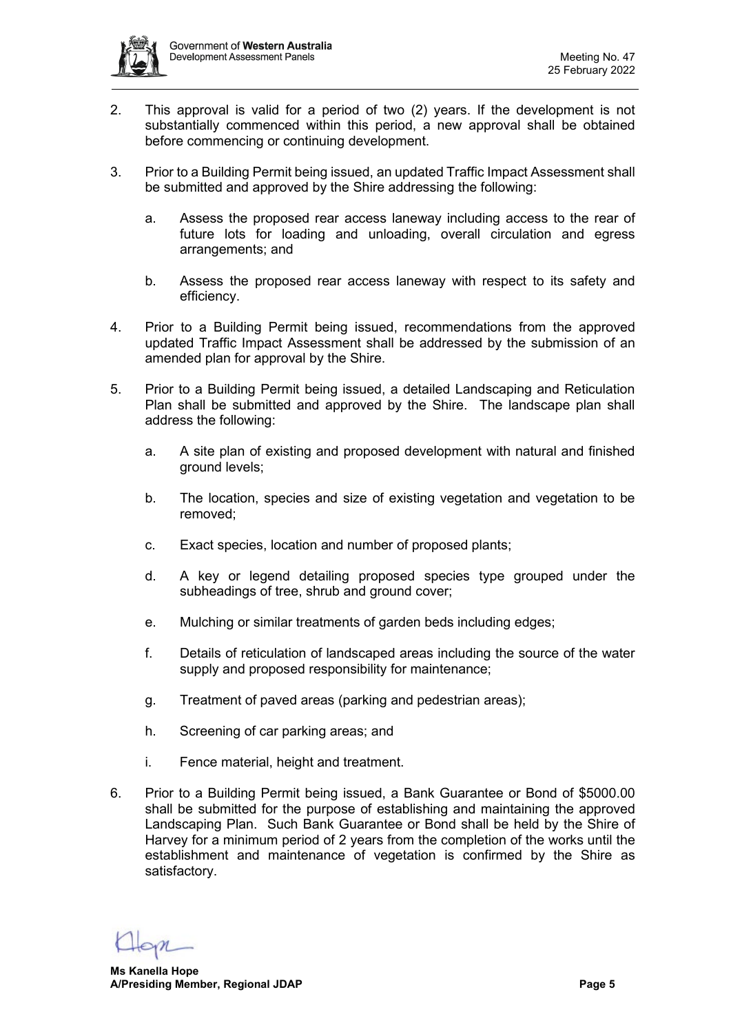2. This approval is valid for a period of two (2) years. If the development is not substantially commenced within this period, a new approval shall be obtained before commencing or continuing development.

3. Prior to a Building Permit being issued, an updated Traffic Impact Assessment shall be submitted and approved by the Shire addressing the following:

    a. Assess the proposed rear access laneway including access to the rear of future lots for loading and unloading, overall circulation and egress arrangements; and

    b. Assess the proposed rear access laneway with respect to its safety and efficiency.

4. Prior to a Building Permit being issued, recommendations from the approved updated Traffic Impact Assessment shall be addressed by the submission of an amended plan for approval by the Shire.

5. Prior to a Building Permit being issued, a detailed Landscaping and Reticulation Plan shall be submitted and approved by the Shire. The landscape plan shall address the following:

    a. A site plan of existing and proposed development with natural and finished ground levels;

    b. The location, species and size of existing vegetation and vegetation to be removed;

    c. Exact species, location and number of proposed plants;

    d. A key or legend detailing proposed species type grouped under the subheadings of tree, shrub and ground cover;

    e. Mulching or similar treatments of garden beds including edges;

    f. Details of reticulation of landscaped areas including the source of the water supply and proposed responsibility for maintenance;

    g. Treatment of paved areas (parking and pedestrian areas);

    h. Screening of car parking areas; and

    i. Fence material, height and treatment.

6. Prior to a Building Permit being issued, a Bank Guarantee or Bond of $5000.00 shall be submitted for the purpose of establishing and maintaining the approved Landscaping Plan. Such Bank Guarantee or Bond shall be held by the Shire of Harvey for a minimum period of 2 years from the completion of the works until the establishment and maintenance of vegetation is confirmed by the Shire as satisfactory.

**Ms Kanella Hope**
**A/Presiding Member, Regional JDAP**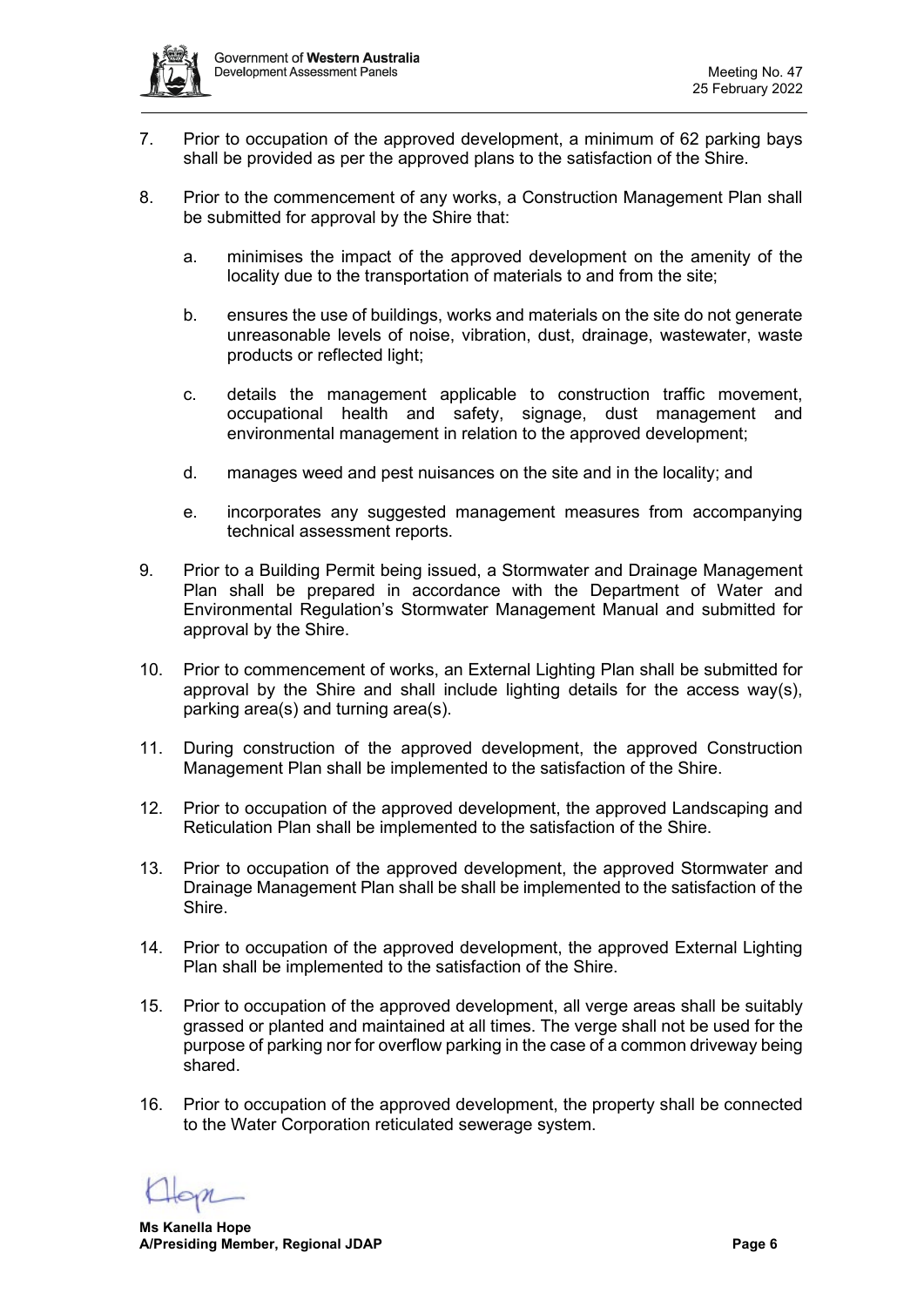7. Prior to occupation of the approved development, a minimum of 62 parking bays shall be provided as per the approved plans to the satisfaction of the Shire.

8. Prior to the commencement of any works, a Construction Management Plan shall be submitted for approval by the Shire that:

   a. minimises the impact of the approved development on the amenity of the locality due to the transportation of materials to and from the site;

   b. ensures the use of buildings, works and materials on the site do not generate unreasonable levels of noise, vibration, dust, drainage, wastewater, waste products or reflected light;

   c. details the management applicable to construction traffic movement, occupational health and safety, signage, dust management and environmental management in relation to the approved development;

   d. manages weed and pest nuisances on the site and in the locality; and

   e. incorporates any suggested management measures from accompanying technical assessment reports.

9. Prior to a Building Permit being issued, a Stormwater and Drainage Management Plan shall be prepared in accordance with the Department of Water and Environmental Regulation's Stormwater Management Manual and submitted for approval by the Shire.

10. Prior to commencement of works, an External Lighting Plan shall be submitted for approval by the Shire and shall include lighting details for the access way(s), parking area(s) and turning area(s).

11. During construction of the approved development, the approved Construction Management Plan shall be implemented to the satisfaction of the Shire.

12. Prior to occupation of the approved development, the approved Landscaping and Reticulation Plan shall be implemented to the satisfaction of the Shire.

13. Prior to occupation of the approved development, the approved Stormwater and Drainage Management Plan shall be shall be implemented to the satisfaction of the Shire.

14. Prior to occupation of the approved development, the approved External Lighting Plan shall be implemented to the satisfaction of the Shire.

15. Prior to occupation of the approved development, all verge areas shall be suitably grassed or planted and maintained at all times. The verge shall not be used for the purpose of parking nor for overflow parking in the case of a common driveway being shared.

16. Prior to occupation of the approved development, the property shall be connected to the Water Corporation reticulated sewerage system.

**Ms Kanella Hope**
**A/Presiding Member, Regional JDAP**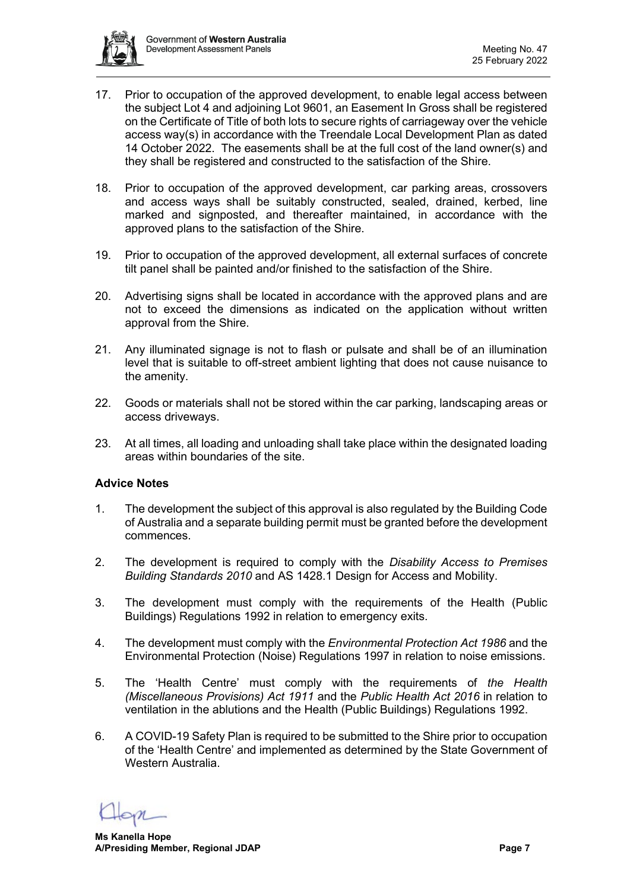17. Prior to occupation of the approved development, to enable legal access between the subject Lot 4 and adjoining Lot 9601, an Easement In Gross shall be registered on the Certificate of Title of both lots to secure rights of carriageway over the vehicle access way(s) in accordance with the Treendale Local Development Plan as dated 14 October 2022. The easements shall be at the full cost of the land owner(s) and they shall be registered and constructed to the satisfaction of the Shire.

18. Prior to occupation of the approved development, car parking areas, crossovers and access ways shall be suitably constructed, sealed, drained, kerbed, line marked and signposted, and thereafter maintained, in accordance with the approved plans to the satisfaction of the Shire.

19. Prior to occupation of the approved development, all external surfaces of concrete tilt panel shall be painted and/or finished to the satisfaction of the Shire.

20. Advertising signs shall be located in accordance with the approved plans and are not to exceed the dimensions as indicated on the application without written approval from the Shire.

21. Any illuminated signage is not to flash or pulsate and shall be of an illumination level that is suitable to off-street ambient lighting that does not cause nuisance to the amenity.

22. Goods or materials shall not be stored within the car parking, landscaping areas or access driveways.

23. At all times, all loading and unloading shall take place within the designated loading areas within boundaries of the site.

**Advice Notes**

1. The development the subject of this approval is also regulated by the Building Code of Australia and a separate building permit must be granted before the development commences.

2. The development is required to comply with the *Disability Access to Premises Building Standards 2010* and AS 1428.1 Design for Access and Mobility.

3. The development must comply with the requirements of the Health (Public Buildings) Regulations 1992 in relation to emergency exits.

4. The development must comply with the *Environmental Protection Act 1986* and the Environmental Protection (Noise) Regulations 1997 in relation to noise emissions.

5. The 'Health Centre' must comply with the requirements of *the Health (Miscellaneous Provisions) Act 1911* and the *Public Health Act 2016* in relation to ventilation in the ablutions and the Health (Public Buildings) Regulations 1992.

6. A COVID-19 Safety Plan is required to be submitted to the Shire prior to occupation of the 'Health Centre' and implemented as determined by the State Government of Western Australia.

**Ms Kanella Hope**
**A/Presiding Member, Regional JDAP**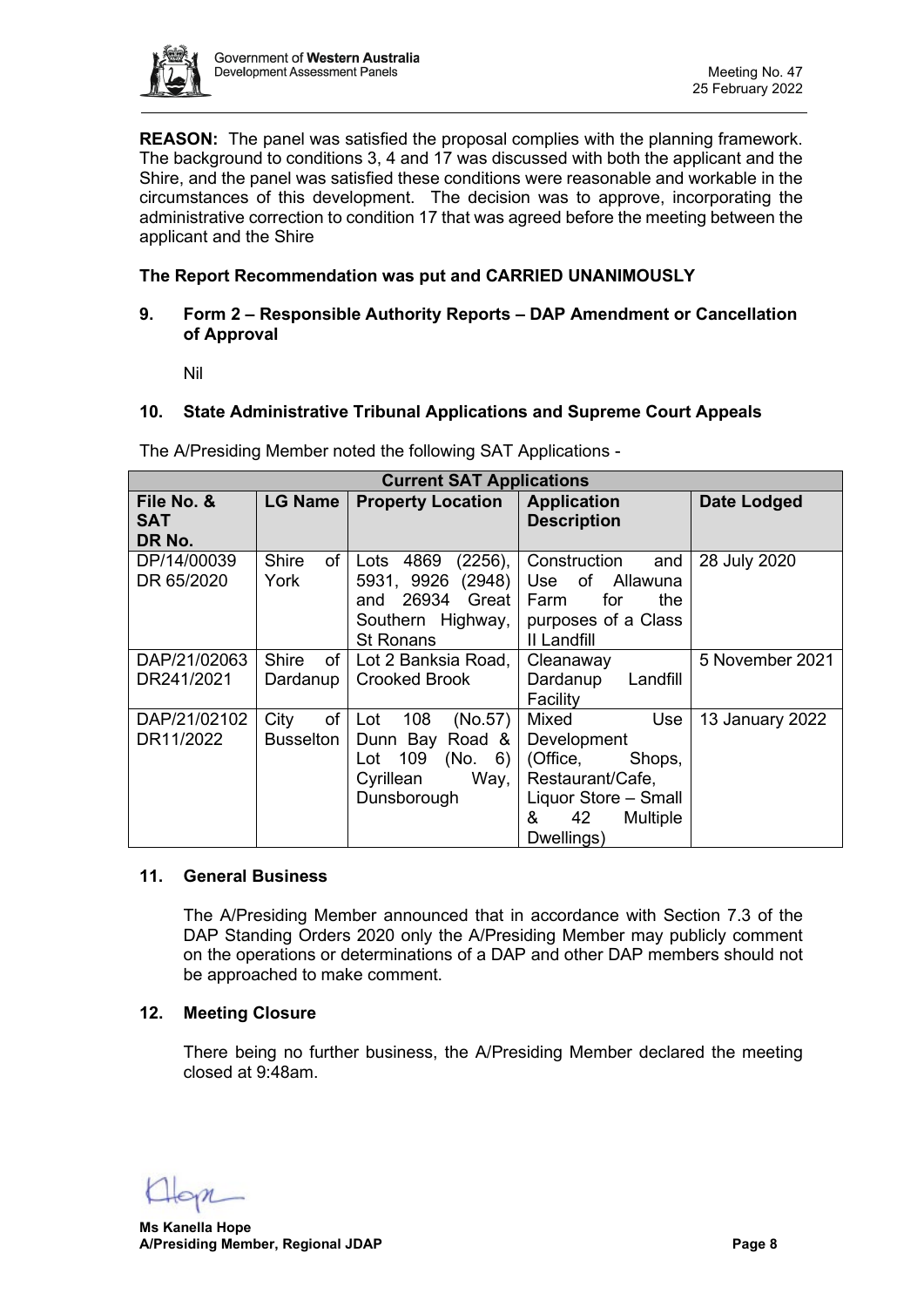**REASON:** The panel was satisfied the proposal complies with the planning framework. The background to conditions 3, 4 and 17 was discussed with both the applicant and the Shire, and the panel was satisfied these conditions were reasonable and workable in the circumstances of this development. The decision was to approve, incorporating the administrative correction to condition 17 that was agreed before the meeting between the applicant and the Shire

**The Report Recommendation was put and CARRIED UNANIMOUSLY**

## 9. Form 2 – Responsible Authority Reports – DAP Amendment or Cancellation of Approval

Nil

## 10. State Administrative Tribunal Applications and Supreme Court Appeals

The A/Presiding Member noted the following SAT Applications -

| Current SAT Applications | | | | |
|---|---|---|---|---|
| **File No. & SAT DR No.** | **LG Name** | **Property Location** | **Application Description** | **Date Lodged** |
| DP/14/00039 DR 65/2020 | Shire of York | Lots 4869 (2256), 5931, 9926 (2948) and 26934 Great Southern Highway, St Ronans | Construction and Use of Allawuna Farm for the purposes of a Class II Landfill | 28 July 2020 |
| DAP/21/02063 DR241/2021 | Shire of Dardanup | Lot 2 Banksia Road, Crooked Brook | Cleanaway Dardanup Landfill Facility | 5 November 2021 |
| DAP/21/02102 DR11/2022 | City of Busselton | Lot 108 (No.57) Dunn Bay Road & Lot 109 (No. 6) Cyrillean Way, Dunsborough | Mixed Use Development (Office, Shops, Restaurant/Cafe, Liquor Store – Small & 42 Multiple Dwellings) | 13 January 2022 |

## 11. General Business

The A/Presiding Member announced that in accordance with Section 7.3 of the DAP Standing Orders 2020 only the A/Presiding Member may publicly comment on the operations or determinations of a DAP and other DAP members should not be approached to make comment.

## 12. Meeting Closure

There being no further business, the A/Presiding Member declared the meeting closed at 9:48am.

**Ms Kanella Hope**
**A/Presiding Member, Regional JDAP**